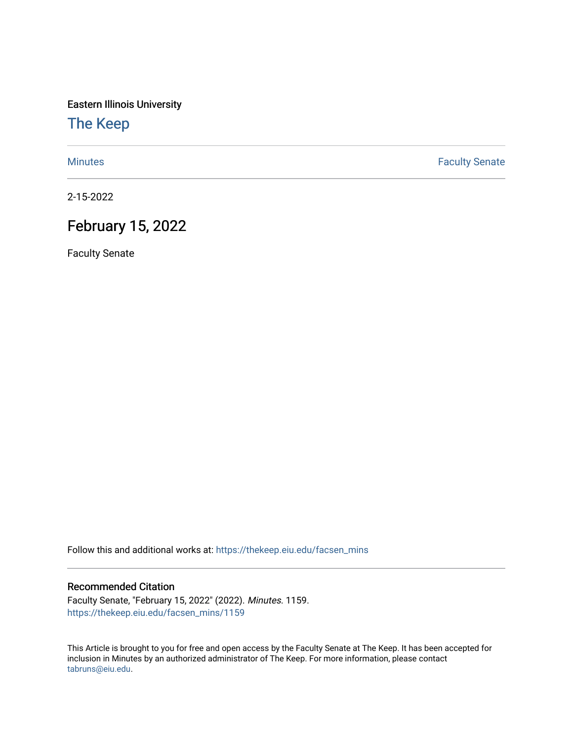Eastern Illinois University

# The Keep

Minutes | Faculty Senate

2-15-2022

## February 15, 2022

Faculty Senate

Follow this and additional works at: https://thekeep.eiu.edu/facsen_mins

### Recommended Citation

Faculty Senate, "February 15, 2022" (2022). *Minutes*. 1159.
https://thekeep.eiu.edu/facsen_mins/1159

This Article is brought to you for free and open access by the Faculty Senate at The Keep. It has been accepted for inclusion in Minutes by an authorized administrator of The Keep. For more information, please contact tabruns@eiu.edu.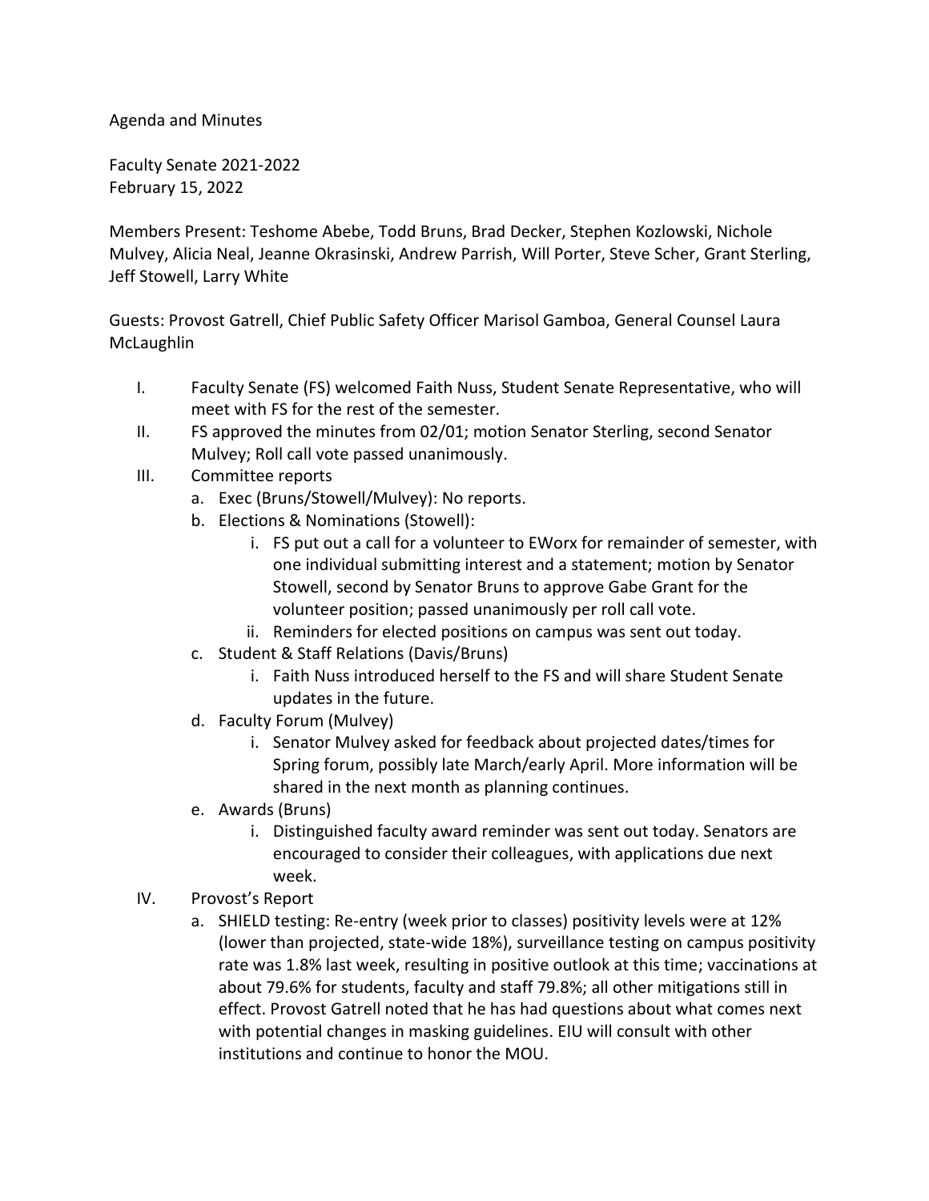Agenda and Minutes

Faculty Senate 2021-2022
February 15, 2022

Members Present: Teshome Abebe, Todd Bruns, Brad Decker, Stephen Kozlowski, Nichole Mulvey, Alicia Neal, Jeanne Okrasinski, Andrew Parrish, Will Porter, Steve Scher, Grant Sterling, Jeff Stowell, Larry White

Guests: Provost Gatrell, Chief Public Safety Officer Marisol Gamboa, General Counsel Laura McLaughlin

I. Faculty Senate (FS) welcomed Faith Nuss, Student Senate Representative, who will meet with FS for the rest of the semester.

II. FS approved the minutes from 02/01; motion Senator Sterling, second Senator Mulvey; Roll call vote passed unanimously.

III. Committee reports
   a. Exec (Bruns/Stowell/Mulvey): No reports.
   b. Elections & Nominations (Stowell):
      i. FS put out a call for a volunteer to EWorx for remainder of semester, with one individual submitting interest and a statement; motion by Senator Stowell, second by Senator Bruns to approve Gabe Grant for the volunteer position; passed unanimously per roll call vote.
      ii. Reminders for elected positions on campus was sent out today.
   c. Student & Staff Relations (Davis/Bruns)
      i. Faith Nuss introduced herself to the FS and will share Student Senate updates in the future.
   d. Faculty Forum (Mulvey)
      i. Senator Mulvey asked for feedback about projected dates/times for Spring forum, possibly late March/early April. More information will be shared in the next month as planning continues.
   e. Awards (Bruns)
      i. Distinguished faculty award reminder was sent out today. Senators are encouraged to consider their colleagues, with applications due next week.

IV. Provost's Report
   a. SHIELD testing: Re-entry (week prior to classes) positivity levels were at 12% (lower than projected, state-wide 18%), surveillance testing on campus positivity rate was 1.8% last week, resulting in positive outlook at this time; vaccinations at about 79.6% for students, faculty and staff 79.8%; all other mitigations still in effect. Provost Gatrell noted that he has had questions about what comes next with potential changes in masking guidelines. EIU will consult with other institutions and continue to honor the MOU.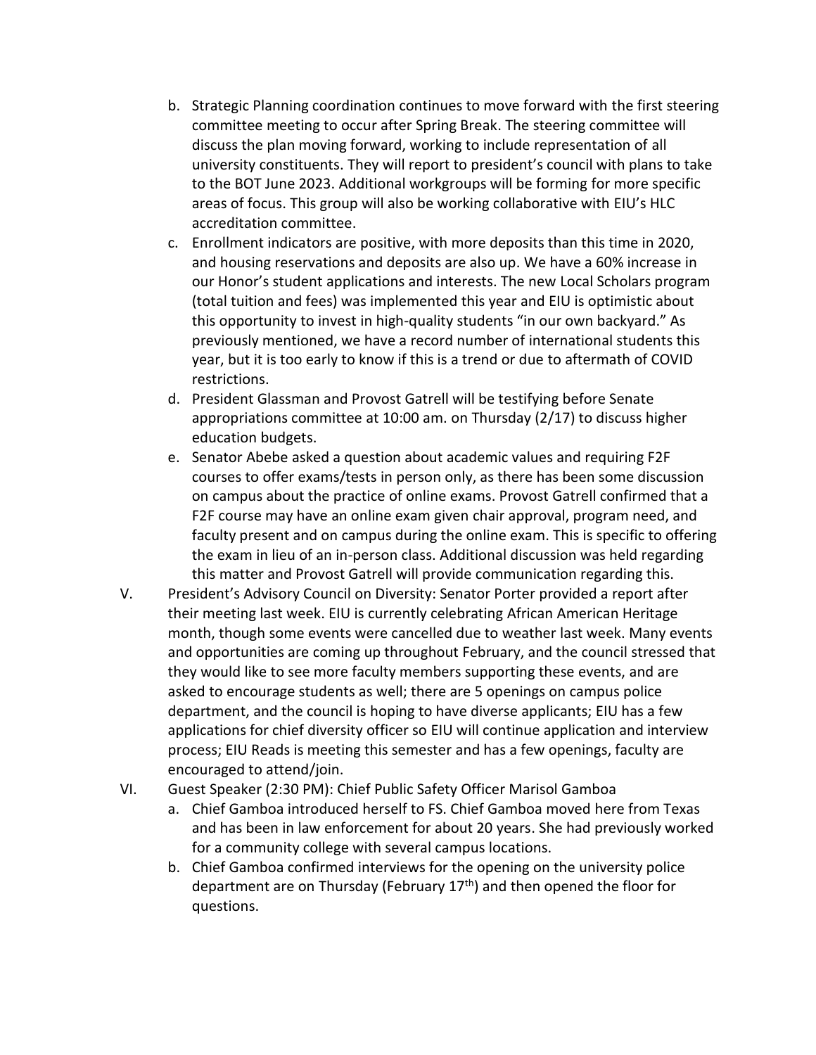b. Strategic Planning coordination continues to move forward with the first steering committee meeting to occur after Spring Break. The steering committee will discuss the plan moving forward, working to include representation of all university constituents. They will report to president's council with plans to take to the BOT June 2023. Additional workgroups will be forming for more specific areas of focus. This group will also be working collaborative with EIU's HLC accreditation committee.

c. Enrollment indicators are positive, with more deposits than this time in 2020, and housing reservations and deposits are also up. We have a 60% increase in our Honor's student applications and interests. The new Local Scholars program (total tuition and fees) was implemented this year and EIU is optimistic about this opportunity to invest in high-quality students "in our own backyard." As previously mentioned, we have a record number of international students this year, but it is too early to know if this is a trend or due to aftermath of COVID restrictions.

d. President Glassman and Provost Gatrell will be testifying before Senate appropriations committee at 10:00 am. on Thursday (2/17) to discuss higher education budgets.

e. Senator Abebe asked a question about academic values and requiring F2F courses to offer exams/tests in person only, as there has been some discussion on campus about the practice of online exams. Provost Gatrell confirmed that a F2F course may have an online exam given chair approval, program need, and faculty present and on campus during the online exam. This is specific to offering the exam in lieu of an in-person class. Additional discussion was held regarding this matter and Provost Gatrell will provide communication regarding this.

V. President's Advisory Council on Diversity: Senator Porter provided a report after their meeting last week. EIU is currently celebrating African American Heritage month, though some events were cancelled due to weather last week. Many events and opportunities are coming up throughout February, and the council stressed that they would like to see more faculty members supporting these events, and are asked to encourage students as well; there are 5 openings on campus police department, and the council is hoping to have diverse applicants; EIU has a few applications for chief diversity officer so EIU will continue application and interview process; EIU Reads is meeting this semester and has a few openings, faculty are encouraged to attend/join.

VI. Guest Speaker (2:30 PM): Chief Public Safety Officer Marisol Gamboa

a. Chief Gamboa introduced herself to FS. Chief Gamboa moved here from Texas and has been in law enforcement for about 20 years. She had previously worked for a community college with several campus locations.

b. Chief Gamboa confirmed interviews for the opening on the university police department are on Thursday (February 17th) and then opened the floor for questions.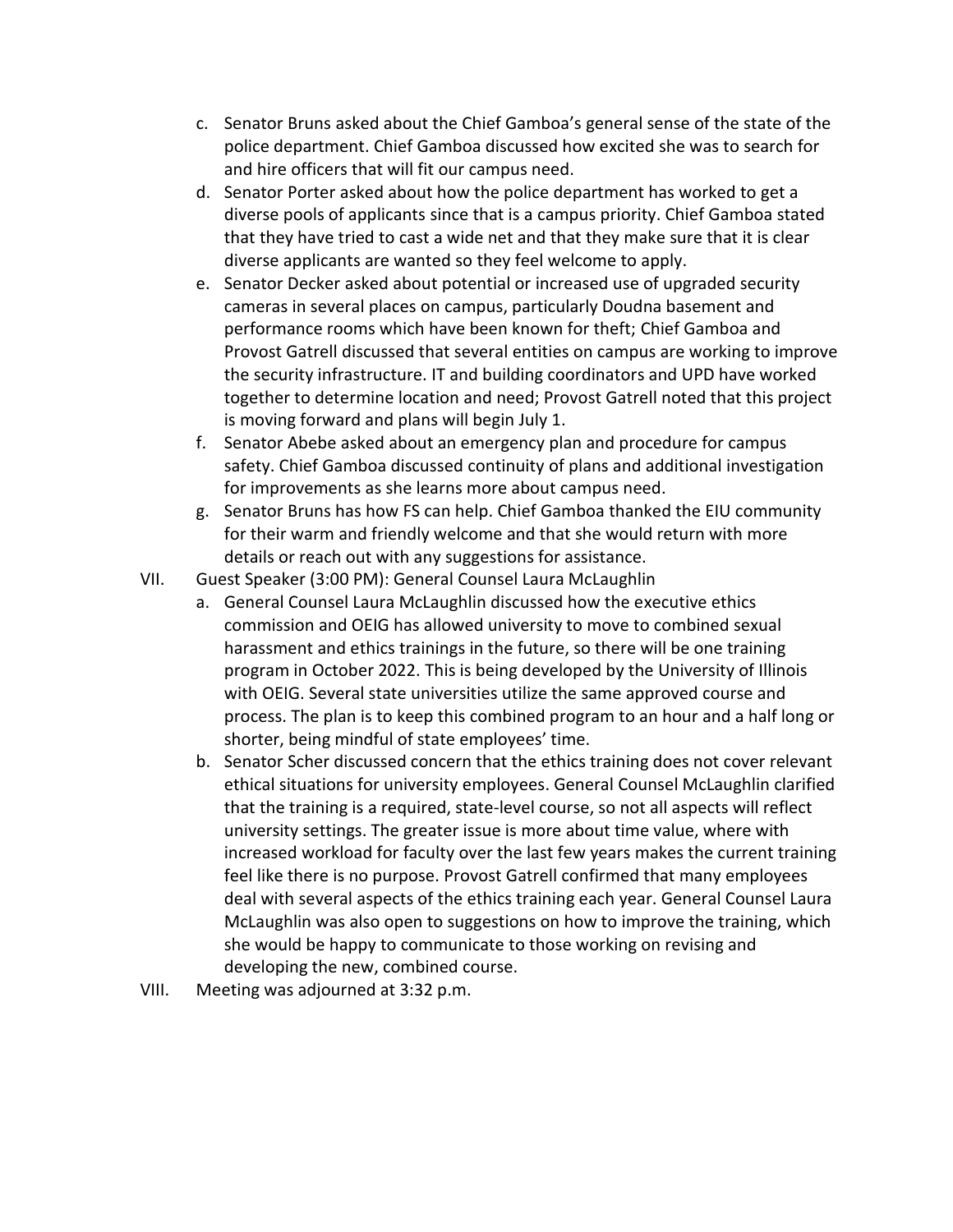c. Senator Bruns asked about the Chief Gamboa's general sense of the state of the police department. Chief Gamboa discussed how excited she was to search for and hire officers that will fit our campus need.
   d. Senator Porter asked about how the police department has worked to get a diverse pools of applicants since that is a campus priority. Chief Gamboa stated that they have tried to cast a wide net and that they make sure that it is clear diverse applicants are wanted so they feel welcome to apply.
   e. Senator Decker asked about potential or increased use of upgraded security cameras in several places on campus, particularly Doudna basement and performance rooms which have been known for theft; Chief Gamboa and Provost Gatrell discussed that several entities on campus are working to improve the security infrastructure. IT and building coordinators and UPD have worked together to determine location and need; Provost Gatrell noted that this project is moving forward and plans will begin July 1.
   f. Senator Abebe asked about an emergency plan and procedure for campus safety. Chief Gamboa discussed continuity of plans and additional investigation for improvements as she learns more about campus need.
   g. Senator Bruns has how FS can help. Chief Gamboa thanked the EIU community for their warm and friendly welcome and that she would return with more details or reach out with any suggestions for assistance.

VII. Guest Speaker (3:00 PM): General Counsel Laura McLaughlin
   a. General Counsel Laura McLaughlin discussed how the executive ethics commission and OEIG has allowed university to move to combined sexual harassment and ethics trainings in the future, so there will be one training program in October 2022. This is being developed by the University of Illinois with OEIG. Several state universities utilize the same approved course and process. The plan is to keep this combined program to an hour and a half long or shorter, being mindful of state employees' time.
   b. Senator Scher discussed concern that the ethics training does not cover relevant ethical situations for university employees. General Counsel McLaughlin clarified that the training is a required, state-level course, so not all aspects will reflect university settings. The greater issue is more about time value, where with increased workload for faculty over the last few years makes the current training feel like there is no purpose. Provost Gatrell confirmed that many employees deal with several aspects of the ethics training each year. General Counsel Laura McLaughlin was also open to suggestions on how to improve the training, which she would be happy to communicate to those working on revising and developing the new, combined course.

VIII. Meeting was adjourned at 3:32 p.m.